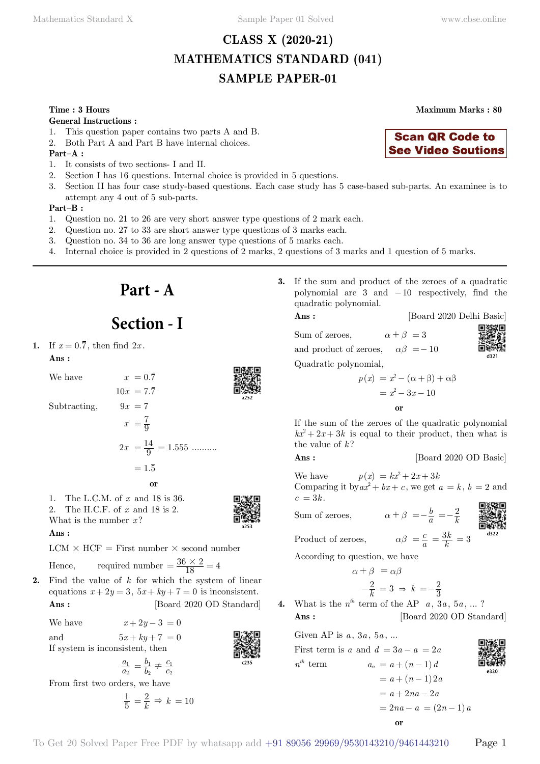# CLASS X (2020-21)
# MATHEMATICS STANDARD (041)
# SAMPLE PAPER-01

**Time : 3 Hours** **Maximum Marks : 80**

**General Instructions :**

1. This question paper contains two parts A and B.
2. Both Part A and Part B have internal choices.

**Scan QR Code to See Video Soutions**

**Part–A :**

1. It consists of two sections- I and II.
2. Section I has 16 questions. Internal choice is provided in 5 questions.
3. Section II has four case study-based questions. Each case study has 5 case-based sub-parts. An examinee is to attempt any 4 out of 5 sub-parts.

**Part–B :**

1. Question no. 21 to 26 are very short answer type questions of 2 mark each.
2. Question no. 27 to 33 are short answer type questions of 3 marks each.
3. Question no. 34 to 36 are long answer type questions of 5 marks each.
4. Internal choice is provided in 2 questions of 2 marks, 2 questions of 3 marks and 1 question of 5 marks.

---

# Part - A

# Section - I

**1.** If $x = 0.\overline{7}$, then find $2x$.

**Ans :**

We have $x = 0.\overline{7}$

$10x = 7.\overline{7}$

Subtracting, $9x = 7$

$$x = \frac{7}{9}$$

$$2x = \frac{14}{9} = 1.555 \text{ ..........}$$

$$= 1.\overline{5}$$

**or**

1. The L.C.M. of $x$ and 18 is 36.
2. The H.C.F. of $x$ and 18 is 2.

What is the number $x$?

**Ans :**

LCM $\times$ HCF = First number $\times$ second number

Hence, required number $= \frac{36 \times 2}{18} = 4$

**2.** Find the value of $k$ for which the system of linear equations $x + 2y = 3$, $5x + ky + 7 = 0$ is inconsistent.

**Ans :** [Board 2020 OD Standard]

We have $x + 2y - 3 = 0$

and $5x + ky + 7 = 0$

If system is inconsistent, then

$$\frac{a_1}{a_2} = \frac{b_1}{b_2} \neq \frac{c_1}{c_2}$$

From first two orders, we have

$$\frac{1}{5} = \frac{2}{k} \Rightarrow k = 10$$

**3.** If the sum and product of the zeroes of a quadratic polynomial are 3 and $-10$ respectively, find the quadratic polynomial.

**Ans :** [Board 2020 Delhi Basic]

Sum of zeroes, $\alpha + \beta = 3$

and product of zeroes, $\alpha\beta = -10$

Quadratic polynomial,

$$p(x) = x^2 - (\alpha + \beta) + \alpha\beta$$

$$= x^2 - 3x - 10$$

**or**

If the sum of the zeroes of the quadratic polynomial $kx^2 + 2x + 3k$ is equal to their product, then what is the value of $k$?

**Ans :** [Board 2020 OD Basic]

We have $p(x) = kx^2 + 2x + 3k$

Comparing it by $ax^2 + bx + c$, we get $a = k$, $b = 2$ and $c = 3k$.

Sum of zeroes, $\alpha + \beta = -\frac{b}{a} = -\frac{2}{k}$

Product of zeroes, $\alpha\beta = \frac{c}{a} = \frac{3k}{k} = 3$

According to question, we have

$$\alpha + \beta = \alpha\beta$$

$$-\frac{2}{k} = 3 \Rightarrow k = -\frac{2}{3}$$

**4.** What is the $n^{th}$ term of the AP $a, 3a, 5a, ...$ ?

**Ans :** [Board 2020 OD Standard]

Given AP is $a, 3a, 5a, ...$

First term is $a$ and $d = 3a - a = 2a$

$n^{th}$ term $a_n = a + (n-1)d$

$$= a + (n-1)2a$$

$$= a + 2na - 2a$$

$$= 2na - a = (2n-1)a$$

**or**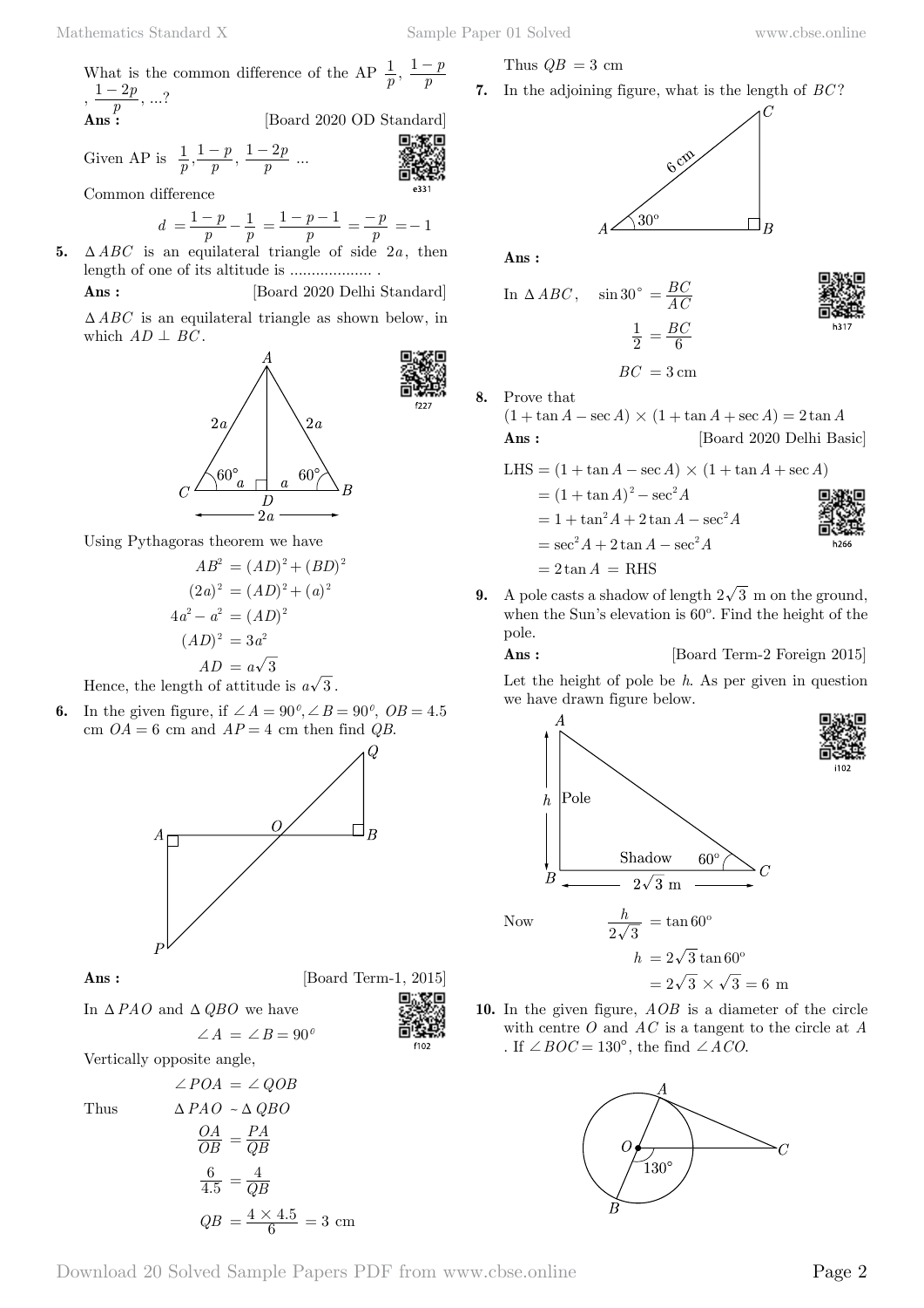What is the common difference of the AP $\frac{1}{p}$, $\frac{1-p}{p}$, $\frac{1-2p}{p}$, ...?

**Ans :** [Board 2020 OD Standard]

Given AP is $\frac{1}{p}, \frac{1-p}{p}, \frac{1-2p}{p}$ ...

Common difference

$$d = \frac{1-p}{p} - \frac{1}{p} = \frac{1-p-1}{p} = \frac{-p}{p} = -1$$

**5.** $\Delta ABC$ is an equilateral triangle of side $2a$, then length of one of its altitude is ..................... .

**Ans :** [Board 2020 Delhi Standard]

$\Delta ABC$ is an equilateral triangle as shown below, in which $AD \perp BC$.

Using Pythagoras theorem we have

$$AB^2 = (AD)^2 + (BD)^2$$
$$(2a)^2 = (AD)^2 + (a)^2$$
$$4a^2 - a^2 = (AD)^2$$
$$(AD)^2 = 3a^2$$
$$AD = a\sqrt{3}$$

Hence, the length of attitude is $a\sqrt{3}$.

**6.** In the given figure, if $\angle A = 90^0, \angle B = 90^0$, $OB = 4.5$ cm $OA = 6$ cm and $AP = 4$ cm then find $QB$.

**Ans :** [Board Term-1, 2015]

In $\Delta PAO$ and $\Delta QBO$ we have

$$\angle A = \angle B = 90^0$$

Vertically opposite angle,

$$\angle POA = \angle QOB$$

Thus $\Delta PAO \sim \Delta QBO$

$$\frac{OA}{OB} = \frac{PA}{QB}$$
$$\frac{6}{4.5} = \frac{4}{QB}$$
$$QB = \frac{4 \times 4.5}{6} = 3 \text{ cm}$$

Thus $QB = 3$ cm

**7.** In the adjoining figure, what is the length of $BC$?

**Ans :**

In $\Delta ABC$, $\sin 30^\circ = \frac{BC}{AC}$

$$\frac{1}{2} = \frac{BC}{6}$$
$$BC = 3 \text{ cm}$$

**8.** Prove that $(1 + \tan A - \sec A) \times (1 + \tan A + \sec A) = 2\tan A$

**Ans :** [Board 2020 Delhi Basic]

$$\begin{aligned}
\text{LHS} &= (1 + \tan A - \sec A) \times (1 + \tan A + \sec A) \\
&= (1 + \tan A)^2 - \sec^2 A \\
&= 1 + \tan^2 A + 2\tan A - \sec^2 A \\
&= \sec^2 A + 2\tan A - \sec^2 A \\
&= 2\tan A = \text{RHS}
\end{aligned}$$

**9.** A pole casts a shadow of length $2\sqrt{3}$ m on the ground, when the Sun's elevation is $60^o$. Find the height of the pole.

**Ans :** [Board Term-2 Foreign 2015]

Let the height of pole be $h$. As per given in question we have drawn figure below.

Now
$$\frac{h}{2\sqrt{3}} = \tan 60^o$$
$$h = 2\sqrt{3}\tan 60^o$$
$$= 2\sqrt{3} \times \sqrt{3} = 6 \text{ m}$$

**10.** In the given figure, $AOB$ is a diameter of the circle with centre $O$ and $AC$ is a tangent to the circle at $A$. If $\angle BOC = 130^\circ$, the find $\angle ACO$.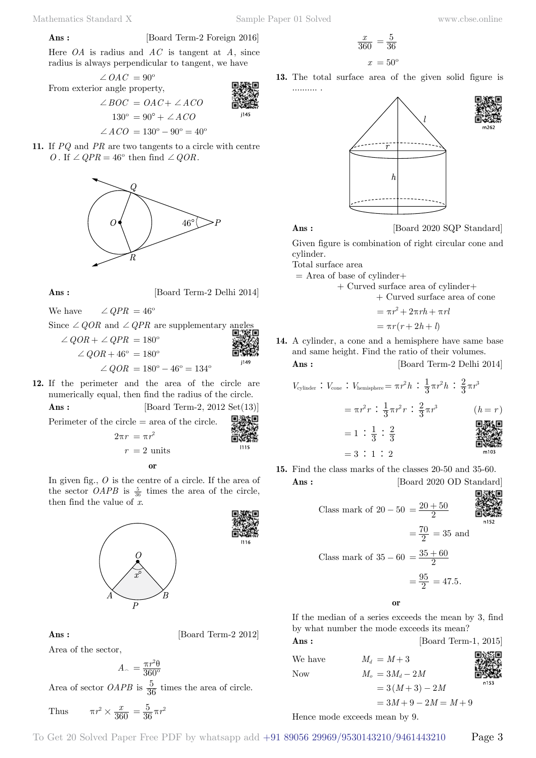**Ans :** [Board Term-2 Foreign 2016]

Here $OA$ is radius and $AC$ is tangent at $A$, since radius is always perpendicular to tangent, we have

$$\angle OAC = 90^o$$

From exterior angle property,

$$\angle BOC = OAC + \angle ACO$$

$$130^o = 90^\circ + \angle ACO$$

$$\angle ACO = 130^o - 90^o = 40^o$$

**11.** If $PQ$ and $PR$ are two tangents to a circle with centre $O$. If $\angle QPR = 46^o$ then find $\angle QOR$.

**Ans :** [Board Term-2 Delhi 2014]

We have $\angle QPR = 46^o$

Since $\angle QOR$ and $\angle QPR$ are supplementary angles

$$\angle QOR + \angle QPR = 180^o$$

$$\angle QOR + 46^o = 180^o$$

$$\angle QOR = 180^o - 46^o = 134^o$$

**12.** If the perimeter and the area of the circle are numerically equal, then find the radius of the circle.

**Ans :** [Board Term-2, 2012 Set(13)]

Perimeter of the circle = area of the circle.

$$2\pi r = \pi r^2$$

$$r = 2 \text{ units}$$

**or**

In given fig., $O$ is the centre of a circle. If the area of the sector $OAPB$ is $\frac{5}{36}$ times the area of the circle, then find the value of $x$.

**Ans :** [Board Term-2 2012]

Area of the sector,

$$A_{\frown} = \frac{\pi r^2 \theta}{360^o}$$

Area of sector $OAPB$ is $\frac{5}{36}$ times the area of circle.

Thus $\pi r^2 \times \frac{x}{360} = \frac{5}{36}\pi r^2$

$$\frac{x}{360} = \frac{5}{36}$$

$$x = 50^o$$

**13.** The total surface area of the given solid figure is .......... .

**Ans :** [Board 2020 SQP Standard]

Given figure is combination of right circular cone and cylinder.

Total surface area

= Area of base of cylinder+

+ Curved surface area of cylinder+

+ Curved surface area of cone

$$= \pi r^2 + 2\pi rh + \pi rl$$

$$= \pi r(r + 2h + l)$$

**14.** A cylinder, a cone and a hemisphere have same base and same height. Find the ratio of their volumes.

**Ans :** [Board Term-2 Delhi 2014]

$$V_{\text{cylinder}} : V_{\text{cone}} : V_{\text{hemisphere}} = \pi r^2 h : \frac{1}{3}\pi r^2 h : \frac{2}{3}\pi r^3$$

$$= \pi r^2 r : \frac{1}{3}\pi r^2 r : \frac{2}{3}\pi r^3 \qquad (h = r)$$

$$= 1 : \frac{1}{3} : \frac{2}{3}$$

$$= 3 : 1 : 2$$

**15.** Find the class marks of the classes 20-50 and 35-60.

**Ans :** [Board 2020 OD Standard]

$$\text{Class mark of } 20 - 50 = \frac{20 + 50}{2}$$

$$= \frac{70}{2} = 35 \text{ and}$$

$$\text{Class mark of } 35 - 60 = \frac{35 + 60}{2}$$

$$= \frac{95}{2} = 47.5.$$

**or**

If the median of a series exceeds the mean by 3, find by what number the mode exceeds its mean?

**Ans :** [Board Term-1, 2015]

We have $M_d = M + 3$

Now $M_o = 3M_d - 2M$

$$= 3(M + 3) - 2M$$

$$= 3M + 9 - 2M = M + 9$$

Hence mode exceeds mean by 9.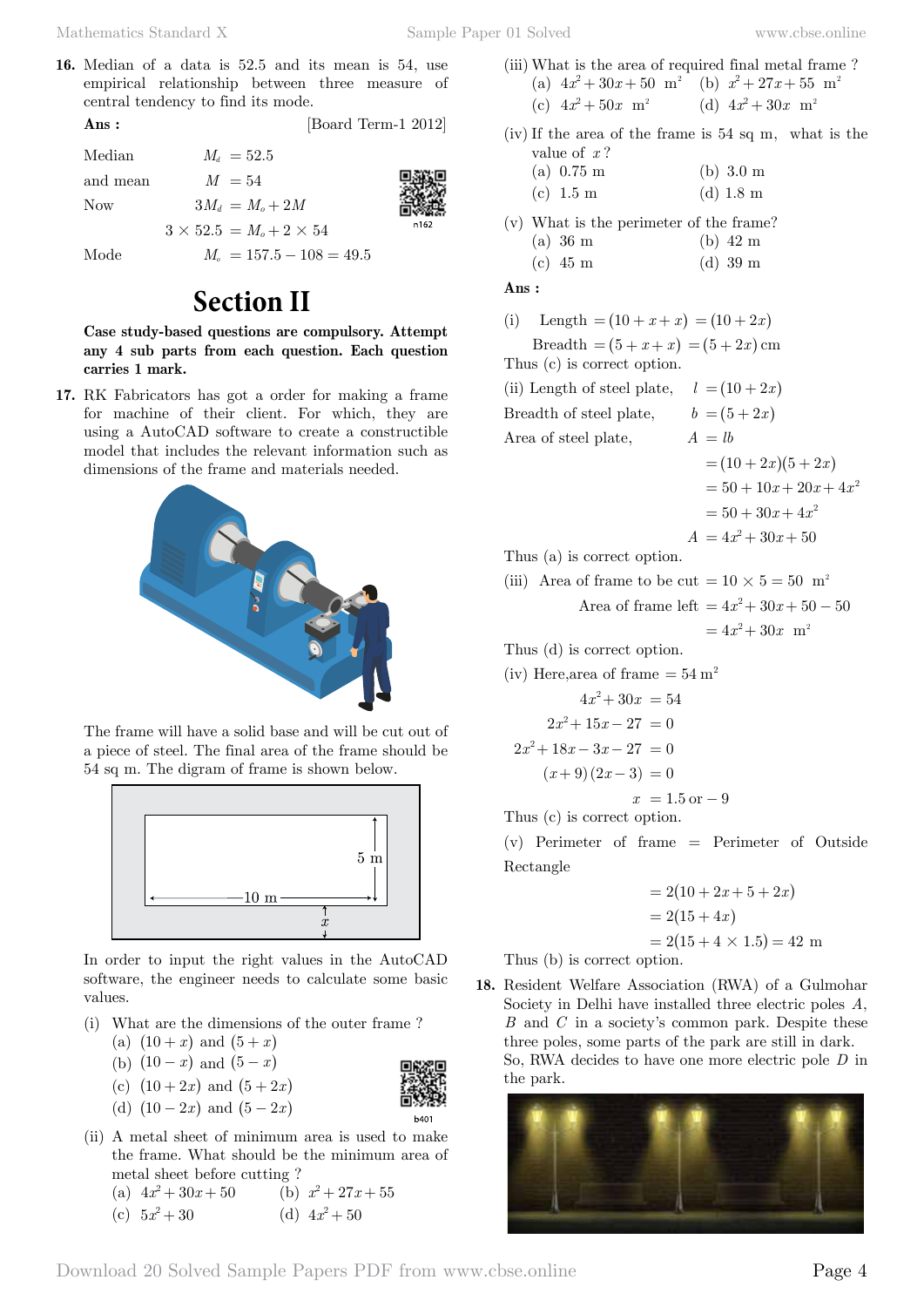**16.** Median of a data is 52.5 and its mean is 54, use empirical relationship between three measure of central tendency to find its mode.

**Ans :** [Board Term-1 2012]

Median $M_d = 52.5$

and mean $M = 54$

Now $3M_d = M_o + 2M$

$3 \times 52.5 = M_o + 2 \times 54$

Mode $M_o = 157.5 - 108 = 49.5$

# Section II

**Case study-based questions are compulsory. Attempt any 4 sub parts from each question. Each question carries 1 mark.**

**17.** RK Fabricators has got a order for making a frame for machine of their client. For which, they are using a AutoCAD software to create a constructible model that includes the relevant information such as dimensions of the frame and materials needed.

The frame will have a solid base and will be cut out of a piece of steel. The final area of the frame should be 54 sq m. The digram of frame is shown below.

In order to input the right values in the AutoCAD software, the engineer needs to calculate some basic values.

(i) What are the dimensions of the outer frame ?
(a) $(10+x)$ and $(5+x)$
(b) $(10-x)$ and $(5-x)$
(c) $(10+2x)$ and $(5+2x)$
(d) $(10-2x)$ and $(5-2x)$

(ii) A metal sheet of minimum area is used to make the frame. What should be the minimum area of metal sheet before cutting ?
(a) $4x^2+30x+50$ (b) $x^2+27x+55$
(c) $5x^2+30$ (d) $4x^2+50$

(iii) What is the area of required final metal frame ?
(a) $4x^2+30x+50$ m$^2$ (b) $x^2+27x+55$ m$^2$
(c) $4x^2+50x$ m$^2$ (d) $4x^2+30x$ m$^2$

(iv) If the area of the frame is 54 sq m, what is the value of $x$ ?
(a) 0.75 m (b) 3.0 m
(c) 1.5 m (d) 1.8 m

(v) What is the perimeter of the frame?
(a) 36 m (b) 42 m
(c) 45 m (d) 39 m

**Ans :**

(i) Length $= (10+x+x) = (10+2x)$

Breadth $= (5+x+x) = (5+2x)$ cm

Thus (c) is correct option.

(ii) Length of steel plate, $l = (10+2x)$

Breadth of steel plate, $b = (5+2x)$

Area of steel plate, $A = lb$

$= (10+2x)(5+2x)$

$= 50+10x+20x+4x^2$

$= 50+30x+4x^2$

$A = 4x^2+30x+50$

Thus (a) is correct option.

(iii) Area of frame to be cut $= 10 \times 5 = 50$ m$^2$

Area of frame left $= 4x^2+30x+50-50$

$= 4x^2+30x$ m$^2$

Thus (d) is correct option.

(iv) Here,area of frame $= 54$ m$^2$

$4x^2+30x = 54$

$2x^2+15x-27 = 0$

$2x^2+18x-3x-27 = 0$

$(x+9)(2x-3) = 0$

$x = 1.5$ or $-9$

Thus (c) is correct option.

(v) Perimeter of frame = Perimeter of Outside Rectangle

$= 2(10+2x+5+2x)$

$= 2(15+4x)$

$= 2(15+4 \times 1.5) = 42$ m

Thus (b) is correct option.

**18.** Resident Welfare Association (RWA) of a Gulmohar Society in Delhi have installed three electric poles $A$, $B$ and $C$ in a society's common park. Despite these three poles, some parts of the park are still in dark. So, RWA decides to have one more electric pole $D$ in the park.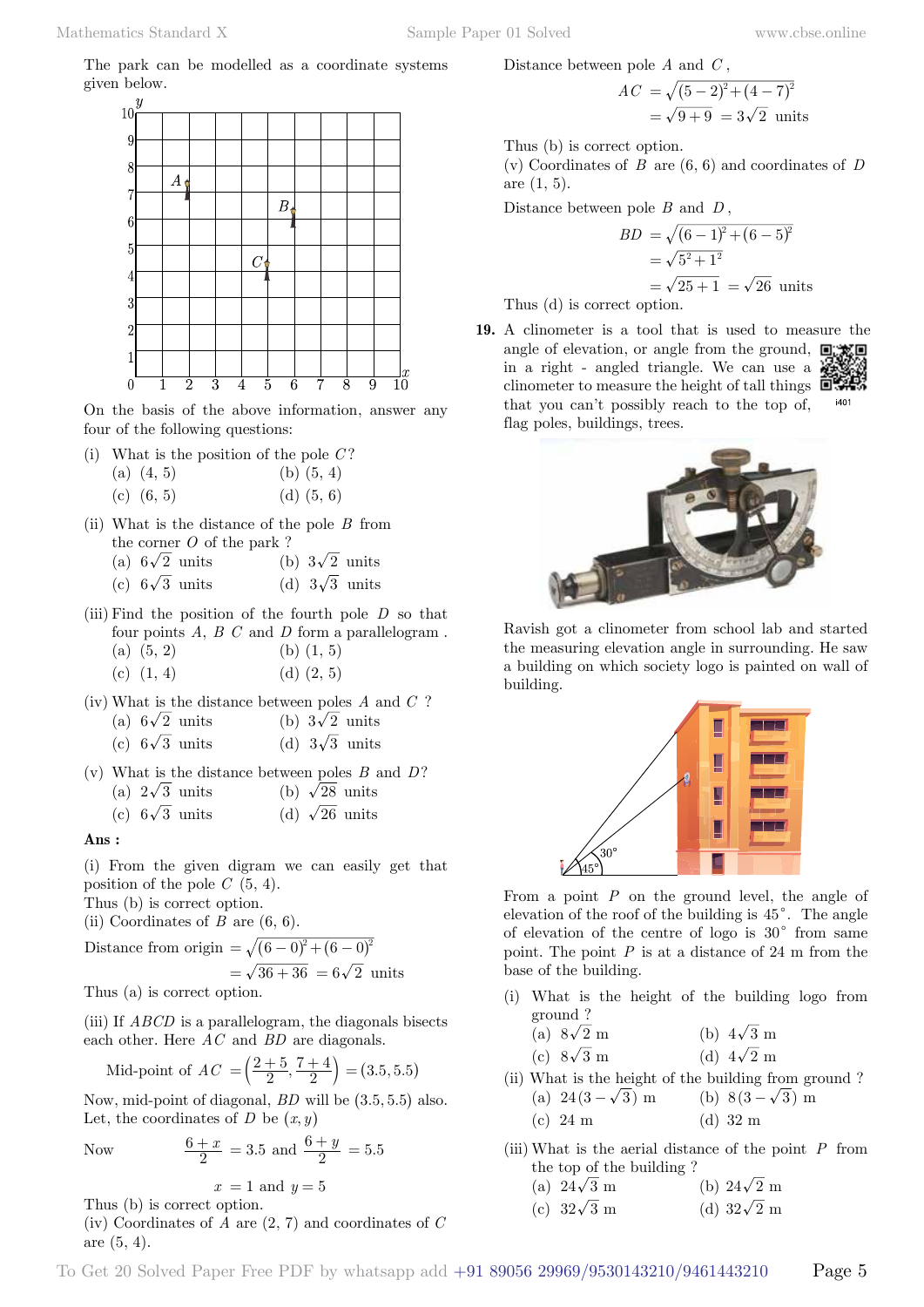The park can be modelled as a coordinate systems given below.

On the basis of the above information, answer any four of the following questions:

(i) What is the position of the pole $C$?
   (a) (4, 5)  (b) (5, 4)
   (c) (6, 5)  (d) (5, 6)

(ii) What is the distance of the pole $B$ from the corner $O$ of the park ?
   (a) $6\sqrt{2}$ units  (b) $3\sqrt{2}$ units
   (c) $6\sqrt{3}$ units  (d) $3\sqrt{3}$ units

(iii) Find the position of the fourth pole $D$ so that four points $A$, $B$ $C$ and $D$ form a parallelogram .
   (a) (5, 2)  (b) (1, 5)
   (c) (1, 4)  (d) (2, 5)

(iv) What is the distance between poles $A$ and $C$ ?
   (a) $6\sqrt{2}$ units  (b) $3\sqrt{2}$ units
   (c) $6\sqrt{3}$ units  (d) $3\sqrt{3}$ units

(v) What is the distance between poles $B$ and $D$?
   (a) $2\sqrt{3}$ units  (b) $\sqrt{28}$ units
   (c) $6\sqrt{3}$ units  (d) $\sqrt{26}$ units

**Ans :**

(i) From the given digram we can easily get that position of the pole $C$ (5, 4).

Thus (b) is correct option.

(ii) Coordinates of $B$ are (6, 6).

$$\text{Distance from origin} = \sqrt{(6-0)^2 + (6-0)^2}$$
$$= \sqrt{36+36} = 6\sqrt{2} \text{ units}$$

Thus (a) is correct option.

(iii) If $ABCD$ is a parallelogram, the diagonals bisects each other. Here $AC$ and $BD$ are diagonals.

$$\text{Mid-point of } AC = \left(\frac{2+5}{2}, \frac{7+4}{2}\right) = (3.5, 5.5)$$

Now, mid-point of diagonal, $BD$ will be (3.5, 5.5) also. Let, the coordinates of $D$ be $(x, y)$

Now $$\frac{6+x}{2} = 3.5 \text{ and } \frac{6+y}{2} = 5.5$$

$$x = 1 \text{ and } y = 5$$

Thus (b) is correct option.

(iv) Coordinates of $A$ are (2, 7) and coordinates of $C$ are (5, 4).

Distance between pole $A$ and $C$,

$$AC = \sqrt{(5-2)^2 + (4-7)^2}$$
$$= \sqrt{9+9} = 3\sqrt{2} \text{ units}$$

Thus (b) is correct option.

(v) Coordinates of $B$ are (6, 6) and coordinates of $D$ are (1, 5).

Distance between pole $B$ and $D$,

$$BD = \sqrt{(6-1)^2 + (6-5)^2}$$
$$= \sqrt{5^2 + 1^2}$$
$$= \sqrt{25+1} = \sqrt{26} \text{ units}$$

Thus (d) is correct option.

**19.** A clinometer is a tool that is used to measure the angle of elevation, or angle from the ground, in a right - angled triangle. We can use a clinometer to measure the height of tall things that you can't possibly reach to the top of, flag poles, buildings, trees.

Ravish got a clinometer from school lab and started the measuring elevation angle in surrounding. He saw a building on which society logo is painted on wall of building.

From a point $P$ on the ground level, the angle of elevation of the roof of the building is $45^\circ$. The angle of elevation of the centre of logo is $30^\circ$ from same point. The point $P$ is at a distance of 24 m from the base of the building.

(i) What is the height of the building logo from ground ?
   (a) $8\sqrt{2}$ m  (b) $4\sqrt{3}$ m
   (c) $8\sqrt{3}$ m  (d) $4\sqrt{2}$ m

(ii) What is the height of the building from ground ?
   (a) $24(3-\sqrt{3})$ m  (b) $8(3-\sqrt{3})$ m
   (c) 24 m  (d) 32 m

(iii) What is the aerial distance of the point $P$ from the top of the building ?
   (a) $24\sqrt{3}$ m  (b) $24\sqrt{2}$ m
   (c) $32\sqrt{3}$ m  (d) $32\sqrt{2}$ m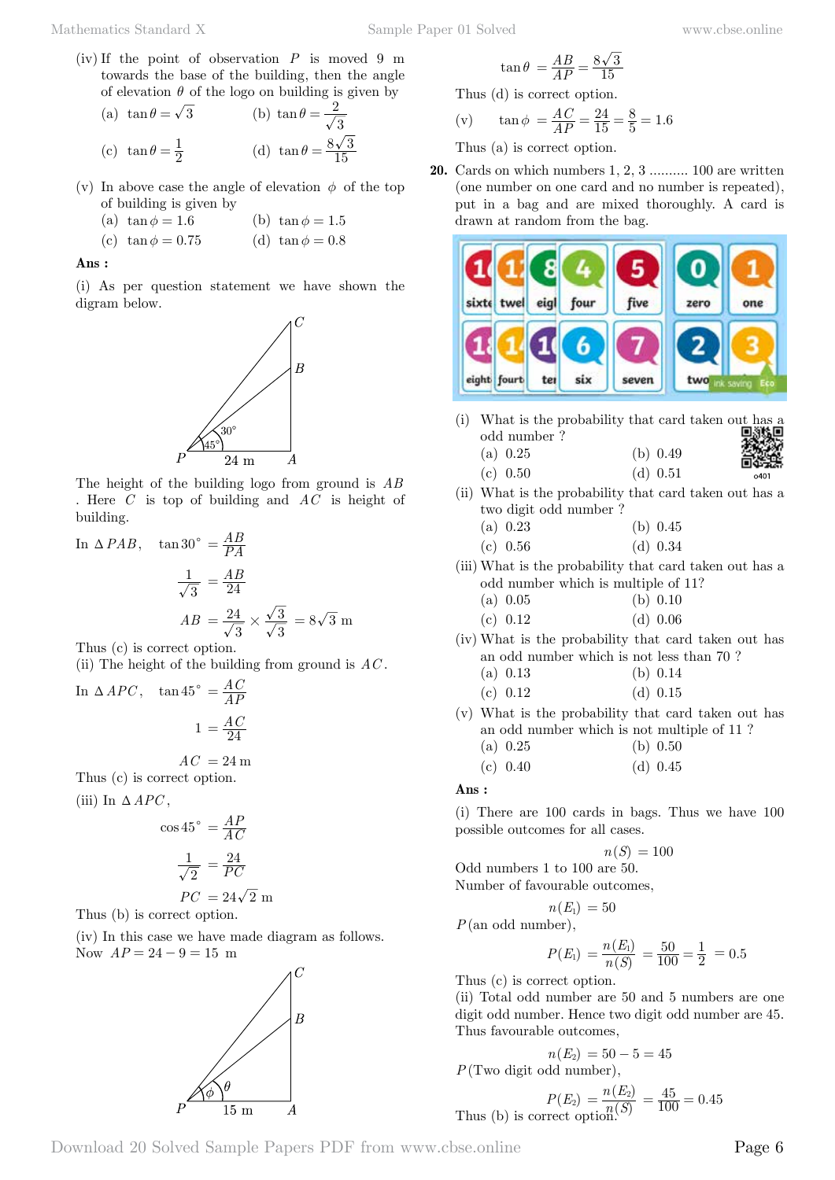(iv) If the point of observation $P$ is moved 9 m towards the base of the building, then the angle of elevation $\theta$ of the logo on building is given by

(a) $\tan\theta = \sqrt{3}$ (b) $\tan\theta = \frac{2}{\sqrt{3}}$

(c) $\tan\theta = \frac{1}{2}$ (d) $\tan\theta = \frac{8\sqrt{3}}{15}$

(v) In above case the angle of elevation $\phi$ of the top of building is given by

(a) $\tan\phi = 1.6$ (b) $\tan\phi = 1.5$

(c) $\tan\phi = 0.75$ (d) $\tan\phi = 0.8$

**Ans :**

(i) As per question statement we have shown the digram below.

The height of the building logo from ground is $AB$. Here $C$ is top of building and $AC$ is height of building.

In $\Delta PAB$, $\tan 30^\circ = \frac{AB}{PA}$

$$\frac{1}{\sqrt{3}} = \frac{AB}{24}$$

$$AB = \frac{24}{\sqrt{3}} \times \frac{\sqrt{3}}{\sqrt{3}} = 8\sqrt{3} \text{ m}$$

Thus (c) is correct option.

(ii) The height of the building from ground is $AC$.

In $\Delta APC$, $\tan 45^\circ = \frac{AC}{AP}$

$$1 = \frac{AC}{24}$$

$$AC = 24 \text{ m}$$

Thus (c) is correct option.

(iii) In $\Delta APC$,

$$\cos 45^\circ = \frac{AP}{AC}$$

$$\frac{1}{\sqrt{2}} = \frac{24}{PC}$$

$$PC = 24\sqrt{2} \text{ m}$$

Thus (b) is correct option.

(iv) In this case we have made diagram as follows.

Now $AP = 24 - 9 = 15$ m

$$\tan\theta = \frac{AB}{AP} = \frac{8\sqrt{3}}{15}$$

Thus (d) is correct option.

(v) $\tan\phi = \frac{AC}{AP} = \frac{24}{15} = \frac{8}{5} = 1.6$

Thus (a) is correct option.

**20.** Cards on which numbers 1, 2, 3 .......... 100 are written (one number on one card and no number is repeated), put in a bag and are mixed thoroughly. A card is drawn at random from the bag.

(i) What is the probability that card taken out has a odd number ?

(a) 0.25 (b) 0.49

(c) 0.50 (d) 0.51

(ii) What is the probability that card taken out has a two digit odd number ?

(a) 0.23 (b) 0.45

(c) 0.56 (d) 0.34

(iii) What is the probability that card taken out has a odd number which is multiple of 11?

(a) 0.05 (b) 0.10

(c) 0.12 (d) 0.06

(iv) What is the probability that card taken out has an odd number which is not less than 70 ?

(a) 0.13 (b) 0.14

(c) 0.12 (d) 0.15

(v) What is the probability that card taken out has an odd number which is not multiple of 11 ?

(a) 0.25 (b) 0.50

(c) 0.40 (d) 0.45

**Ans :**

(i) There are 100 cards in bags. Thus we have 100 possible outcomes for all cases.

$$n(S) = 100$$

Odd numbers 1 to 100 are 50.

Number of favourable outcomes,

$$n(E_1) = 50$$

$P$(an odd number),

$$P(E_1) = \frac{n(E_1)}{n(S)} = \frac{50}{100} = \frac{1}{2} = 0.5$$

Thus (c) is correct option.

(ii) Total odd number are 50 and 5 numbers are one digit odd number. Hence two digit odd number are 45. Thus favourable outcomes,

$$n(E_2) = 50 - 5 = 45$$

$P$(Two digit odd number),

$$P(E_2) = \frac{n(E_2)}{n(S)} = \frac{45}{100} = 0.45$$

Thus (b) is correct option.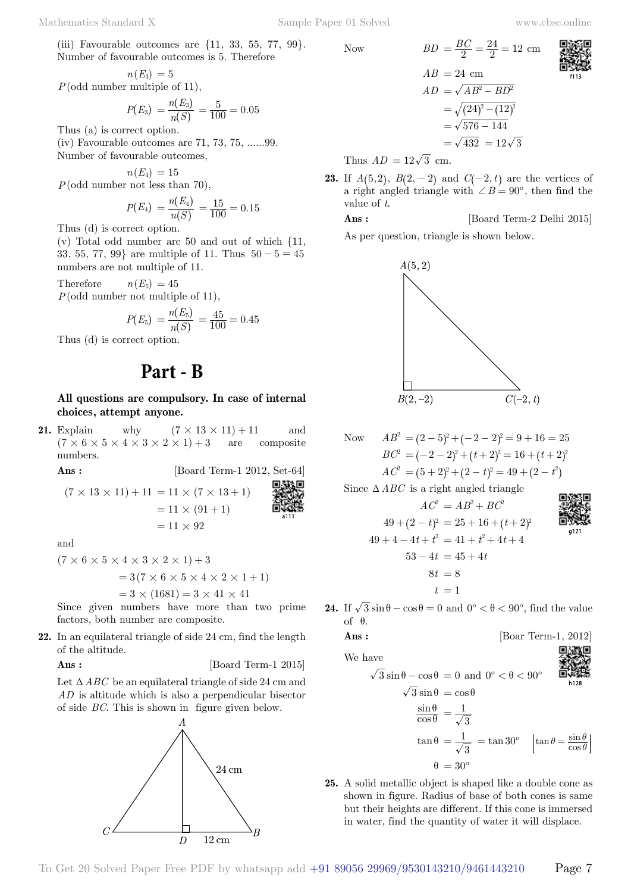(iii) Favourable outcomes are {11, 33, 55, 77, 99}. Number of favourable outcomes is 5. Therefore

$$n(E_3) = 5$$

$P$(odd number multiple of 11),

$$P(E_3) = \frac{n(E_3)}{n(S)} = \frac{5}{100} = 0.05$$

Thus (a) is correct option.

(iv) Favourable outcomes are 71, 73, 75, ......99. Number of favourable outcomes,

$$n(E_4) = 15$$

$P$(odd number not less than 70),

$$P(E_4) = \frac{n(E_4)}{n(S)} = \frac{15}{100} = 0.15$$

Thus (d) is correct option.

(v) Total odd number are 50 and out of which {11, 33, 55, 77, 99} are multiple of 11. Thus $50 - 5 = 45$ numbers are not multiple of 11.

Therefore $\quad n(E_5) = 45$

$P$(odd number not multiple of 11),

$$P(E_5) = \frac{n(E_5)}{n(S)} = \frac{45}{100} = 0.45$$

Thus (d) is correct option.

# Part - B

**All questions are compulsory. In case of internal choices, attempt anyone.**

**21.** Explain why $(7 \times 13 \times 11) + 11$ and $(7 \times 6 \times 5 \times 4 \times 3 \times 2 \times 1) + 3$ are composite numbers.

**Ans :** [Board Term-1 2012, Set-64]

$$\begin{aligned}(7 \times 13 \times 11) + 11 &= 11 \times (7 \times 13 + 1) \\ &= 11 \times (91 + 1) \\ &= 11 \times 92\end{aligned}$$

and

$$\begin{aligned}(7 \times 6 \times 5 \times 4 \times 3 \times 2 \times 1) + 3 \\ &= 3(7 \times 6 \times 5 \times 4 \times 2 \times 1 + 1) \\ &= 3 \times (1681) = 3 \times 41 \times 41\end{aligned}$$

Since given numbers have more than two prime factors, both number are composite.

**22.** In an equilateral triangle of side 24 cm, find the length of the altitude.

**Ans :** [Board Term-1 2015]

Let $\Delta ABC$ be an equilateral triangle of side 24 cm and $AD$ is altitude which is also a perpendicular bisector of side $BC$. This is shown in figure given below.

Now

$$\begin{aligned}BD &= \frac{BC}{2} = \frac{24}{2} = 12 \text{ cm} \\ AB &= 24 \text{ cm} \\ AD &= \sqrt{AB^2 - BD^2} \\ &= \sqrt{(24)^2 - (12)^2} \\ &= \sqrt{576 - 144} \\ &= \sqrt{432} = 12\sqrt{3}\end{aligned}$$

Thus $AD = 12\sqrt{3}$ cm.

**23.** If $A(5,2)$, $B(2,-2)$ and $C(-2,t)$ are the vertices of a right angled triangle with $\angle B = 90^{\circ}$, then find the value of $t$.

**Ans :** [Board Term-2 Delhi 2015]

As per question, triangle is shown below.

Now

$$\begin{aligned}AB^2 &= (2-5)^2 + (-2-2)^2 = 9 + 16 = 25 \\ BC^2 &= (-2-2)^2 + (t+2)^2 = 16 + (t+2)^2 \\ AC^2 &= (5+2)^2 + (2-t)^2 = 49 + (2-t^2)\end{aligned}$$

Since $\Delta ABC$ is a right angled triangle

$$\begin{aligned}AC^2 &= AB^2 + BC^2 \\ 49 + (2-t)^2 &= 25 + 16 + (t+2)^2 \\ 49 + 4 - 4t + t^2 &= 41 + t^2 + 4t + 4 \\ 53 - 4t &= 45 + 4t \\ 8t &= 8 \\ t &= 1\end{aligned}$$

**24.** If $\sqrt{3}\sin\theta - \cos\theta = 0$ and $0^{\circ} < \theta < 90^{\circ}$, find the value of $\theta$.

**Ans :** [Boar Term-1, 2012]

We have

$$\begin{aligned}\sqrt{3}\sin\theta - \cos\theta &= 0 \text{ and } 0^{\circ} < \theta < 90^{\circ} \\ \sqrt{3}\sin\theta &= \cos\theta \\ \frac{\sin\theta}{\cos\theta} &= \frac{1}{\sqrt{3}} \\ \tan\theta &= \frac{1}{\sqrt{3}} = \tan 30^{\circ} \quad \left[\tan\theta = \frac{\sin\theta}{\cos\theta}\right] \\ \theta &= 30^{\circ}\end{aligned}$$

**25.** A solid metallic object is shaped like a double cone as shown in figure. Radius of base of both cones is same but their heights are different. If this cone is immersed in water, find the quantity of water it will displace.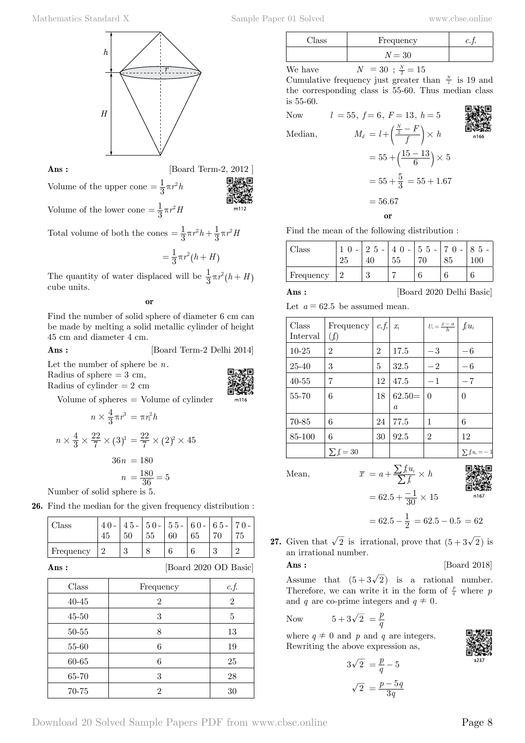**Ans :** [Board Term-2, 2012 ]

Volume of the upper cone $= \frac{1}{3}\pi r^2 h$

Volume of the lower cone $= \frac{1}{3}\pi r^2 H$

Total volume of both the cones $= \frac{1}{3}\pi r^2 h + \frac{1}{3}\pi r^2 H$

$$= \frac{1}{3}\pi r^2 (h + H)$$

The quantity of water displaced will be $\frac{1}{3}\pi r^2 (h+H)$ cube units.

**or**

Find the number of solid sphere of diameter 6 cm can be made by melting a solid metallic cylinder of height 45 cm and diameter 4 cm.

**Ans :** [Board Term-2 Delhi 2014]

Let the number of sphere be $n$.
Radius of sphere = 3 cm,
Radius of cylinder = 2 cm

Volume of spheres = Volume of cylinder

$$n \times \frac{4}{3}\pi r^3 = \pi r_1^2 h$$

$$n \times \frac{4}{3} \times \frac{22}{7} \times (3)^3 = \frac{22}{7} \times (2)^2 \times 45$$

$$36n = 180$$

$$n = \frac{180}{36} = 5$$

Number of solid sphere is 5.

**26.** Find the median for the given frequency distribution :

| Class | 40-45 | 45-50 | 50-55 | 55-60 | 60-65 | 65-70 | 70-75 |
|---|---|---|---|---|---|---|---|
| Frequency | 2 | 3 | 8 | 6 | 6 | 3 | 2 |

**Ans :** [Board 2020 OD Basic]

| Class | Frequency | *c.f.* |
|---|---|---|
| 40-45 | 2 | 2 |
| 45-50 | 3 | 5 |
| 50-55 | 8 | 13 |
| 55-60 | 6 | 19 |
| 60-65 | 6 | 25 |
| 65-70 | 3 | 28 |
| 70-75 | 2 | 30 |
| | $N = 30$ | |

We have $N = 30$ ; $\frac{N}{2} = 15$

Cumulative frequency just greater than $\frac{N}{2}$ is 19 and the corresponding class is 55-60. Thus median class is 55-60.

Now $l = 55,\ f = 6,\ F = 13,\ h = 5$

Median,
$$M_d = l + \left(\frac{\frac{N}{2} - F}{f}\right) \times h$$

$$= 55 + \left(\frac{15-13}{6}\right) \times 5$$

$$= 55 + \frac{5}{3} = 55 + 1.67$$

$$= 56.67$$

**or**

Find the mean of the following distribution :

| Class | 10 - 25 | 25 - 40 | 40 - 55 | 55 - 70 | 70 - 85 | 85 - 100 |
|---|---|---|---|---|---|---|
| Frequency | 2 | 3 | 7 | 6 | 6 | 6 |

**Ans :** [Board 2020 Delhi Basic]

Let $a = 62.5$ be assumed mean.

| Class Interval | Frequency ($f_i$) | *c.f.* | $x_i$ | $u_i = \frac{x-a}{h}$ | $f_i u_i$ |
|---|---|---|---|---|---|
| 10-25 | 2 | 2 | 17.5 | $-3$ | $-6$ |
| 25-40 | 3 | 5 | 32.5 | $-2$ | $-6$ |
| 40-55 | 7 | 12 | 47.5 | $-1$ | $-7$ |
| 55-70 | 6 | 18 | $62.50 = a$ | 0 | 0 |
| 70-85 | 6 | 24 | 77.5 | 1 | 6 |
| 85-100 | 6 | 30 | 92.5 | 2 | 12 |
| | $\sum f_i = 30$ | | | | $\sum f_i u_i = -1$ |

Mean,
$$\overline{x} = a + \frac{\sum f_i u_i}{\sum f_i} \times h$$

$$= 62.5 + \frac{-1}{30} \times 15$$

$$= 62.5 - \frac{1}{2} = 62.5 - 0.5 = 62$$

**27.** Given that $\sqrt{2}$ is irrational, prove that $(5 + 3\sqrt{2})$ is an irrational number.

**Ans :** [Board 2018]

Assume that $(5 + 3\sqrt{2})$ is a rational number. Therefore, we can write it in the form of $\frac{p}{q}$ where $p$ and $q$ are co-prime integers and $q \neq 0$.

Now $5 + 3\sqrt{2} = \frac{p}{q}$

where $q \neq 0$ and $p$ and $q$ are integers.
Rewriting the above expression as,

$$3\sqrt{2} = \frac{p}{q} - 5$$

$$\sqrt{2} = \frac{p - 5q}{3q}$$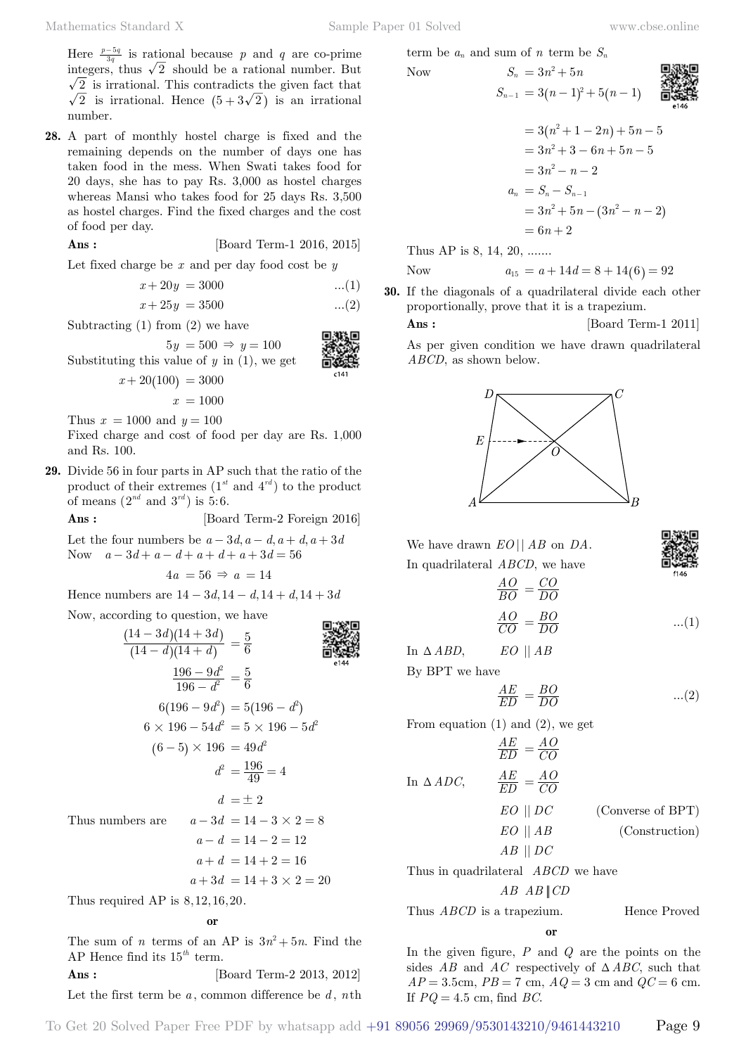Here $\frac{p-5q}{3q}$ is rational because $p$ and $q$ are co-prime integers, thus $\sqrt{2}$ should be a rational number. But $\sqrt{2}$ is irrational. This contradicts the given fact that $\sqrt{2}$ is irrational. Hence $(5+3\sqrt{2})$ is an irrational number.

**28.** A part of monthly hostel charge is fixed and the remaining depends on the number of days one has taken food in the mess. When Swati takes food for 20 days, she has to pay Rs. 3,000 as hostel charges whereas Mansi who takes food for 25 days Rs. 3,500 as hostel charges. Find the fixed charges and the cost of food per day.

**Ans :** [Board Term-1 2016, 2015]

Let fixed charge be $x$ and per day food cost be $y$

$$x+20y = 3000 \quad ...(1)$$

$$x+25y = 3500 \quad ...(2)$$

Subtracting (1) from (2) we have

$$5y = 500 \Rightarrow y = 100$$

Substituting this value of $y$ in (1), we get

$$x+20(100) = 3000$$

$$x = 1000$$

Thus $x = 1000$ and $y = 100$

Fixed charge and cost of food per day are Rs. 1,000 and Rs. 100.

**29.** Divide 56 in four parts in AP such that the ratio of the product of their extremes ($1^{st}$ and $4^{rd}$) to the product of means ($2^{nd}$ and $3^{rd}$) is 5:6.

**Ans :** [Board Term-2 Foreign 2016]

Let the four numbers be $a-3d, a-d, a+d, a+3d$

Now $a-3d+a-d+a+d+a+3d = 56$

$$4a = 56 \Rightarrow a = 14$$

Hence numbers are $14-3d, 14-d, 14+d, 14+3d$

Now, according to question, we have

$$\frac{(14-3d)(14+3d)}{(14-d)(14+d)} = \frac{5}{6}$$

$$\frac{196-9d^2}{196-d^2} = \frac{5}{6}$$

$$6(196-9d^2) = 5(196-d^2)$$

$$6\times196-54d^2 = 5\times196-5d^2$$

$$(6-5)\times196 = 49d^2$$

$$d^2 = \frac{196}{49} = 4$$

$$d = \pm 2$$

Thus numbers are $a-3d = 14-3\times2 = 8$

$a-d = 14-2 = 12$

$a+d = 14+2 = 16$

$a+3d = 14+3\times2 = 20$

Thus required AP is $8, 12, 16, 20$.

**or**

The sum of $n$ terms of an AP is $3n^2+5n$. Find the AP Hence find its $15^{th}$ term.

**Ans :** [Board Term-2 2013, 2012]

Let the first term be $a$, common difference be $d$, $n$th term be $a_n$ and sum of $n$ term be $S_n$

Now
$$S_n = 3n^2+5n$$

$$S_{n-1} = 3(n-1)^2+5(n-1)$$

$$= 3(n^2+1-2n)+5n-5$$

$$= 3n^2+3-6n+5n-5$$

$$= 3n^2-n-2$$

$$a_n = S_n - S_{n-1}$$

$$= 3n^2+5n-(3n^2-n-2)$$

$$= 6n+2$$

Thus AP is 8, 14, 20, .......

Now $a_{15} = a+14d = 8+14(6) = 92$

**30.** If the diagonals of a quadrilateral divide each other proportionally, prove that it is a trapezium.

**Ans :** [Board Term-1 2011]

As per given condition we have drawn quadrilateral $ABCD$, as shown below.

We have drawn $EO \,||\, AB$ on $DA$.

In quadrilateral $ABCD$, we have

$$\frac{AO}{BO} = \frac{CO}{DO}$$

$$\frac{AO}{CO} = \frac{BO}{DO} \quad ...(1)$$

In $\Delta ABD$, $EO \,||\, AB$

By BPT we have

$$\frac{AE}{ED} = \frac{BO}{DO} \quad ...(2)$$

From equation (1) and (2), we get

$$\frac{AE}{ED} = \frac{AO}{CO}$$

In $\Delta ADC$, $\frac{AE}{ED} = \frac{AO}{CO}$

$EO \,||\, DC$ (Converse of BPT)

$EO \,||\, AB$ (Construction)

$AB \,||\, DC$

Thus in quadrilateral $ABCD$ we have

$$AB \;\; AB \| CD$$

Thus $ABCD$ is a trapezium. Hence Proved

**or**

In the given figure, $P$ and $Q$ are the points on the sides $AB$ and $AC$ respectively of $\Delta ABC$, such that $AP = 3.5$cm, $PB = 7$ cm, $AQ = 3$ cm and $QC = 6$ cm. If $PQ = 4.5$ cm, find $BC$.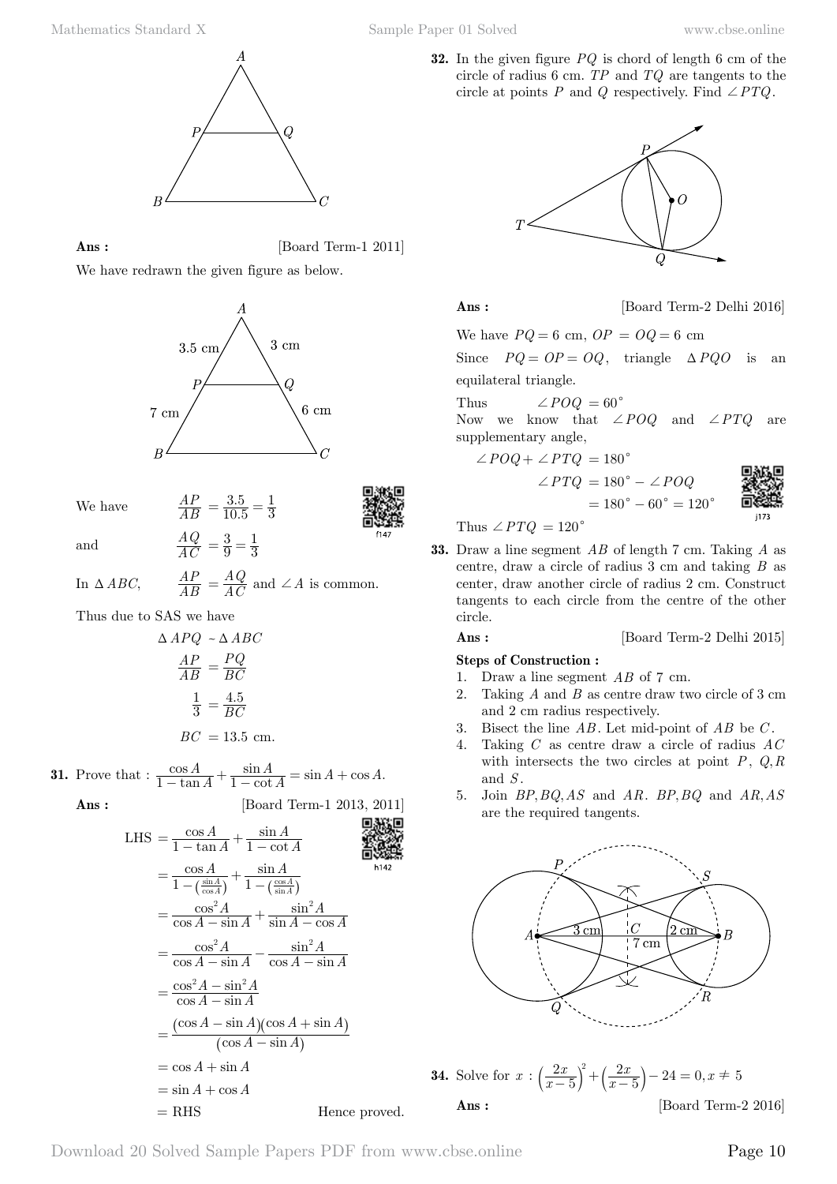**Ans :** [Board Term-1 2011]

We have redrawn the given figure as below.

We have $\dfrac{AP}{AB} = \dfrac{3.5}{10.5} = \dfrac{1}{3}$

and $\dfrac{AQ}{AC} = \dfrac{3}{9} = \dfrac{1}{3}$

In $\Delta ABC$, $\dfrac{AP}{AB} = \dfrac{AQ}{AC}$ and $\angle A$ is common.

Thus due to SAS we have

$$\Delta APQ \sim \Delta ABC$$

$$\frac{AP}{AB} = \frac{PQ}{BC}$$

$$\frac{1}{3} = \frac{4.5}{BC}$$

$$BC = 13.5 \text{ cm.}$$

**31.** Prove that : $\dfrac{\cos A}{1-\tan A} + \dfrac{\sin A}{1-\cot A} = \sin A + \cos A$.

**Ans :** [Board Term-1 2013, 2011]

$$\text{LHS} = \frac{\cos A}{1-\tan A} + \frac{\sin A}{1-\cot A}$$

$$= \frac{\cos A}{1-\left(\frac{\sin A}{\cos A}\right)} + \frac{\sin A}{1-\left(\frac{\cos A}{\sin A}\right)}$$

$$= \frac{\cos^2 A}{\cos A - \sin A} + \frac{\sin^2 A}{\sin A - \cos A}$$

$$= \frac{\cos^2 A}{\cos A - \sin A} - \frac{\sin^2 A}{\cos A - \sin A}$$

$$= \frac{\cos^2 A - \sin^2 A}{\cos A - \sin A}$$

$$= \frac{(\cos A - \sin A)(\cos A + \sin A)}{(\cos A - \sin A)}$$

$$= \cos A + \sin A$$

$$= \sin A + \cos A$$

$$= \text{RHS}$$

Hence proved.

**32.** In the given figure $PQ$ is chord of length 6 cm of the circle of radius 6 cm. $TP$ and $TQ$ are tangents to the circle at points $P$ and $Q$ respectively. Find $\angle PTQ$.

**Ans :** [Board Term-2 Delhi 2016]

We have $PQ = 6$ cm, $OP = OQ = 6$ cm

Since $PQ = OP = OQ$, triangle $\Delta PQO$ is an equilateral triangle.

Thus $\angle POQ = 60^\circ$

Now we know that $\angle POQ$ and $\angle PTQ$ are supplementary angle,

$$\angle POQ + \angle PTQ = 180^\circ$$

$$\angle PTQ = 180^\circ - \angle POQ$$

$$= 180^\circ - 60^\circ = 120^\circ$$

Thus $\angle PTQ = 120^\circ$

**33.** Draw a line segment $AB$ of length 7 cm. Taking $A$ as centre, draw a circle of radius 3 cm and taking $B$ as center, draw another circle of radius 2 cm. Construct tangents to each circle from the centre of the other circle.

**Ans :** [Board Term-2 Delhi 2015]

**Steps of Construction :**

1. Draw a line segment $AB$ of 7 cm.
2. Taking $A$ and $B$ as centre draw two circle of 3 cm and 2 cm radius respectively.
3. Bisect the line $AB$. Let mid-point of $AB$ be $C$.
4. Taking $C$ as centre draw a circle of radius $AC$ with intersects the two circles at point $P$, $Q$, $R$ and $S$.
5. Join $BP, BQ, AS$ and $AR$. $BP, BQ$ and $AR, AS$ are the required tangents.

**34.** Solve for $x$ : $\left(\dfrac{2x}{x-5}\right)^2 + \left(\dfrac{2x}{x-5}\right) - 24 = 0, x \neq 5$

**Ans :** [Board Term-2 2016]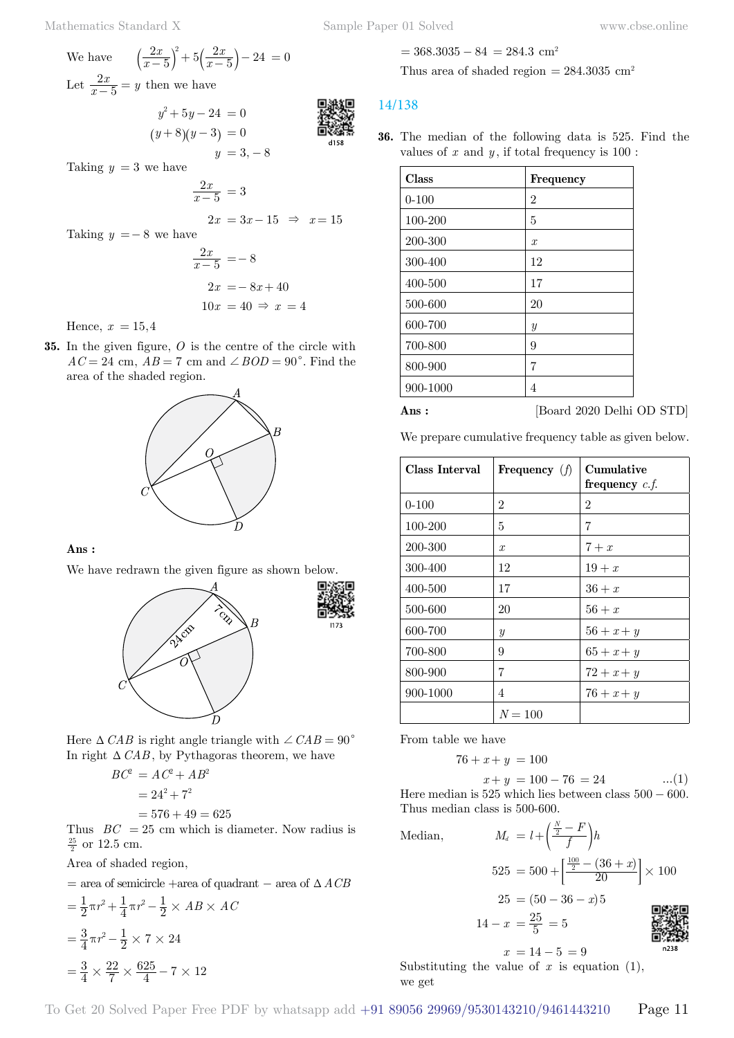We have $\left(\frac{2x}{x-5}\right)^2 + 5\left(\frac{2x}{x-5}\right) - 24 = 0$

Let $\frac{2x}{x-5} = y$ then we have

$$y^2 + 5y - 24 = 0$$

$$(y+8)(y-3) = 0$$

$$y = 3, -8$$

Taking $y = 3$ we have

$$\frac{2x}{x-5} = 3$$

$$2x = 3x - 15 \Rightarrow x = 15$$

Taking $y = -8$ we have

$$\frac{2x}{x-5} = -8$$

$$2x = -8x + 40$$

$$10x = 40 \Rightarrow x = 4$$

Hence, $x = 15, 4$

**35.** In the given figure, $O$ is the centre of the circle with $AC = 24$ cm, $AB = 7$ cm and $\angle BOD = 90^\circ$. Find the area of the shaded region.

**Ans :**

We have redrawn the given figure as shown below.

Here $\Delta CAB$ is right angle triangle with $\angle CAB = 90^\circ$

In right $\Delta CAB$, by Pythagoras theorem, we have

$$BC^2 = AC^2 + AB^2$$

$$= 24^2 + 7^2$$

$$= 576 + 49 = 625$$

Thus $BC = 25$ cm which is diameter. Now radius is $\frac{25}{2}$ or 12.5 cm.

Area of shaded region,

= area of semicircle + area of quadrant − area of $\Delta ACB$

$$= \frac{1}{2}\pi r^2 + \frac{1}{4}\pi r^2 - \frac{1}{2} \times AB \times AC$$

$$= \frac{3}{4}\pi r^2 - \frac{1}{2} \times 7 \times 24$$

$$= \frac{3}{4} \times \frac{22}{7} \times \frac{625}{4} - 7 \times 12$$

$$= 368.3035 - 84 = 284.3 \text{ cm}^2$$

Thus area of shaded region = 284.3035 cm²

**36.** The median of the following data is 525. Find the values of $x$ and $y$, if total frequency is 100 :

| Class | Frequency |
|---|---|
| 0-100 | 2 |
| 100-200 | 5 |
| 200-300 | $x$ |
| 300-400 | 12 |
| 400-500 | 17 |
| 500-600 | 20 |
| 600-700 | $y$ |
| 700-800 | 9 |
| 800-900 | 7 |
| 900-1000 | 4 |

**Ans :** [Board 2020 Delhi OD STD]

We prepare cumulative frequency table as given below.

| Class Interval | Frequency $(f)$ | Cumulative frequency $c.f.$ |
|---|---|---|
| 0-100 | 2 | 2 |
| 100-200 | 5 | 7 |
| 200-300 | $x$ | $7 + x$ |
| 300-400 | 12 | $19 + x$ |
| 400-500 | 17 | $36 + x$ |
| 500-600 | 20 | $56 + x$ |
| 600-700 | $y$ | $56 + x + y$ |
| 700-800 | 9 | $65 + x + y$ |
| 800-900 | 7 | $72 + x + y$ |
| 900-1000 | 4 | $76 + x + y$ |
| | $N = 100$ | |

From table we have

$$76 + x + y = 100$$

$$x + y = 100 - 76 = 24 \quad ...(1)$$

Here median is 525 which lies between class $500 - 600$. Thus median class is 500-600.

Median, $$M_d = l + \left(\frac{\frac{N}{2} - F}{f}\right)h$$

$$525 = 500 + \left[\frac{\frac{100}{2} - (36 + x)}{20}\right] \times 100$$

$$25 = (50 - 36 - x)5$$

$$14 - x = \frac{25}{5} = 5$$

$$x = 14 - 5 = 9$$

Substituting the value of $x$ is equation (1), we get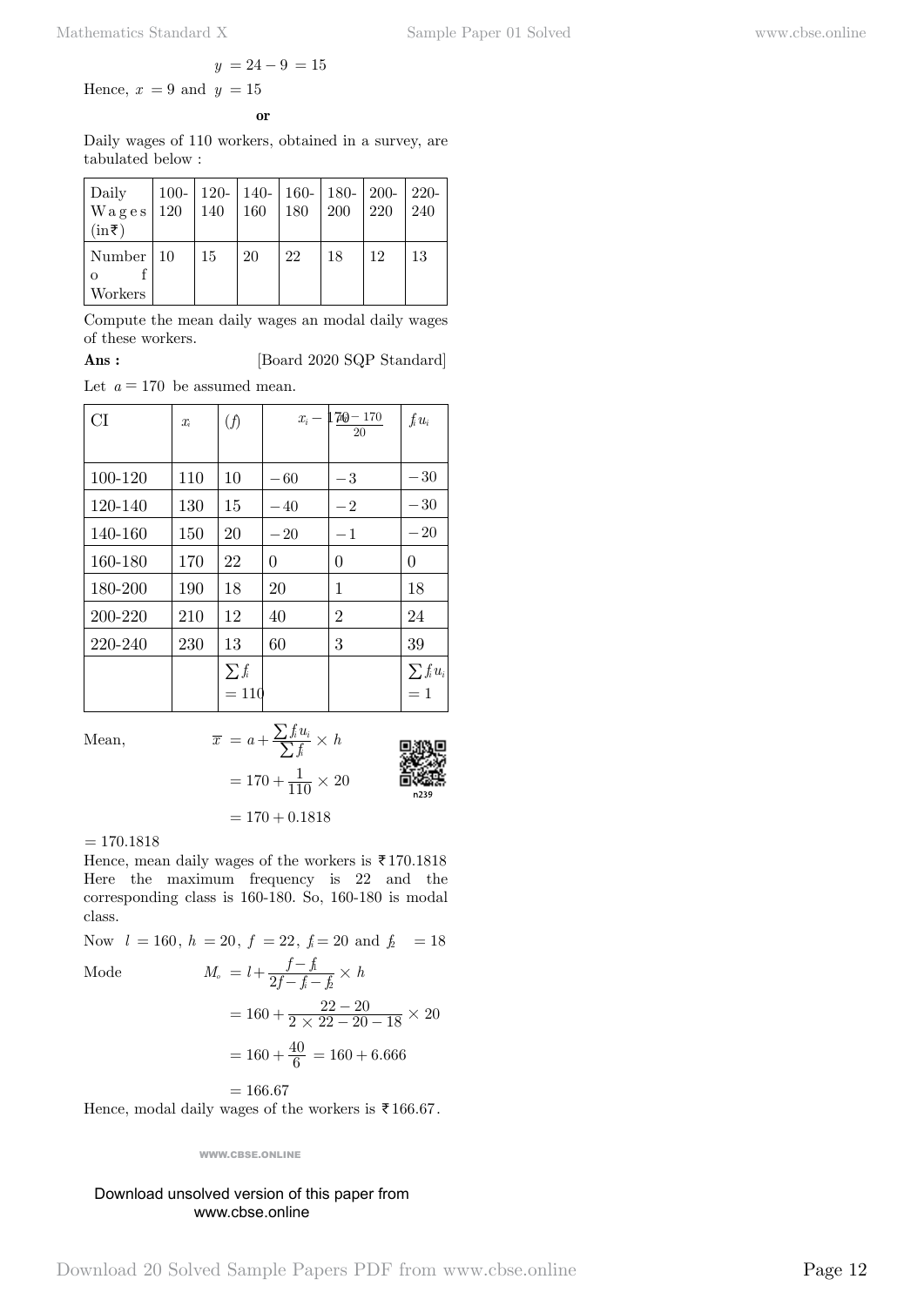$y = 24 - 9 = 15$

Hence, $x = 9$ and $y = 15$

**or**

Daily wages of 110 workers, obtained in a survey, are tabulated below :

| Daily Wages (in₹) | 100-120 | 120-140 | 140-160 | 160-180 | 180-200 | 200-220 | 220-240 |
|---|---|---|---|---|---|---|---|
| Number of Workers | 10 | 15 | 20 | 22 | 18 | 12 | 13 |

Compute the mean daily wages an modal daily wages of these workers.

**Ans :** [Board 2020 SQP Standard]

Let $a = 170$ be assumed mean.

| CI | $x_i$ | $(f)$ | $x_i - 170$ | $\frac{x_i - 170}{20}$ | $f_i u_i$ |
|---|---|---|---|---|---|
| 100-120 | 110 | 10 | $-60$ | $-3$ | $-30$ |
| 120-140 | 130 | 15 | $-40$ | $-2$ | $-30$ |
| 140-160 | 150 | 20 | $-20$ | $-1$ | $-20$ |
| 160-180 | 170 | 22 | 0 | 0 | 0 |
| 180-200 | 190 | 18 | 20 | 1 | 18 |
| 200-220 | 210 | 12 | 40 | 2 | 24 |
| 220-240 | 230 | 13 | 60 | 3 | 39 |
| | | $\sum f_i = 110$ | | | $\sum f_i u_i = 1$ |

Mean,

$$\overline{x} = a + \frac{\sum f_i u_i}{\sum f_i} \times h$$

$$= 170 + \frac{1}{110} \times 20$$

$$= 170 + 0.1818$$

$= 170.1818$

Hence, mean daily wages of the workers is ₹170.1818

Here the maximum frequency is 22 and the corresponding class is 160-180. So, 160-180 is modal class.

Now $l = 160$, $h = 20$, $f = 22$, $f_1 = 20$ and $f_2 = 18$

Mode

$$M_o = l + \frac{f - f_1}{2f - f_1 - f_2} \times h$$

$$= 160 + \frac{22 - 20}{2 \times 22 - 20 - 18} \times 20$$

$$= 160 + \frac{40}{6} = 160 + 6.666$$

$$= 166.67$$

Hence, modal daily wages of the workers is ₹166.67.

WWW.CBSE.ONLINE

Download unsolved version of this paper from www.cbse.online